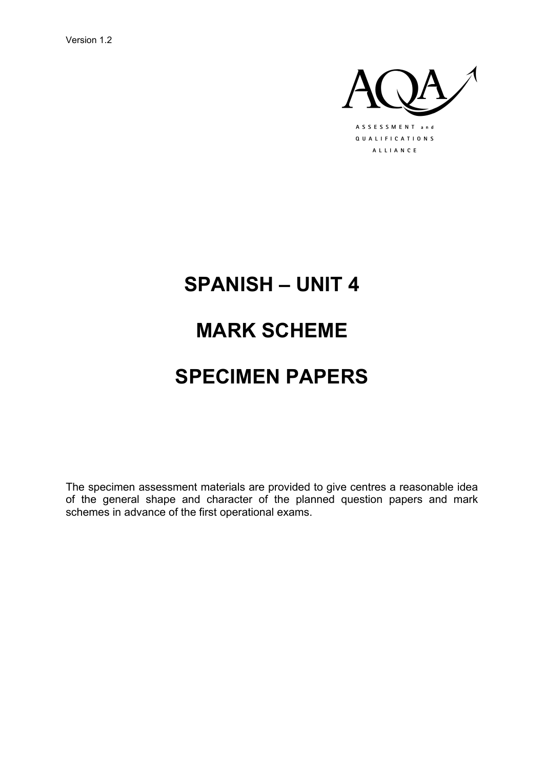Version 1.2

AQA

ASSESSMENT and QUALIFICATIONS ALLIANCE

# SPANISH – UNIT 4

# MARK SCHEME

# SPECIMEN PAPERS

The specimen assessment materials are provided to give centres a reasonable idea of the general shape and character of the planned question papers and mark schemes in advance of the first operational exams.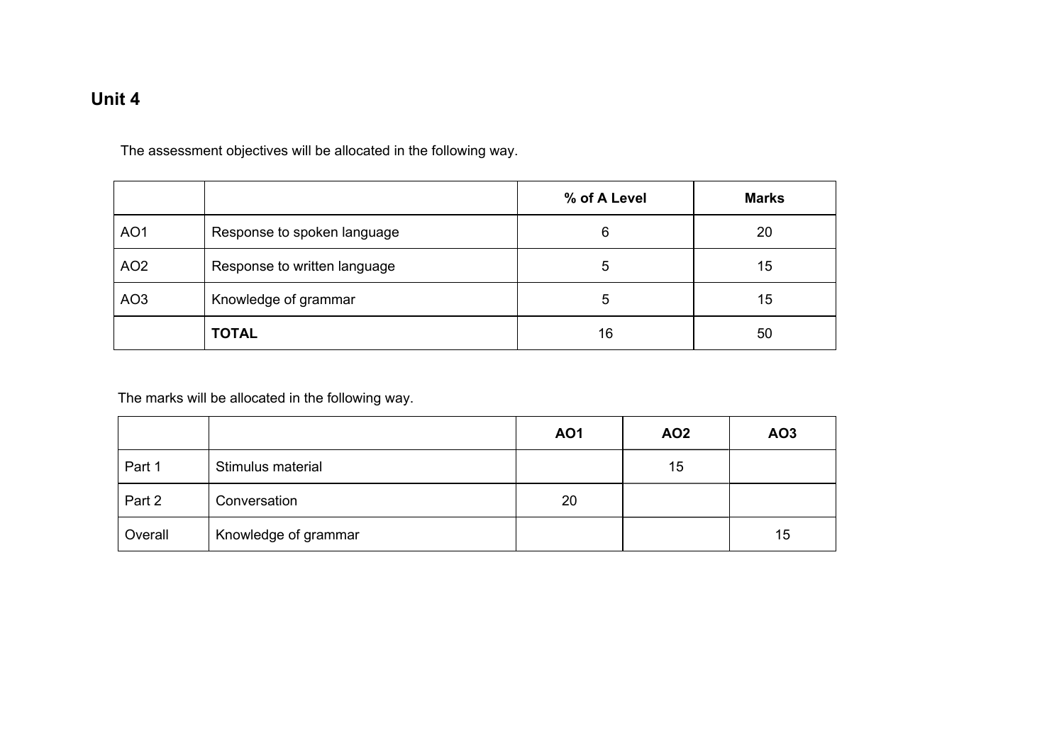## Unit 4

The assessment objectives will be allocated in the following way.

| | | % of A Level | Marks |
|---|---|---|---|
| AO1 | Response to spoken language | 6 | 20 |
| AO2 | Response to written language | 5 | 15 |
| AO3 | Knowledge of grammar | 5 | 15 |
| | **TOTAL** | 16 | 50 |

The marks will be allocated in the following way.

| | | AO1 | AO2 | AO3 |
|---|---|---|---|---|
| Part 1 | Stimulus material | | 15 | |
| Part 2 | Conversation | 20 | | |
| Overall | Knowledge of grammar | | | 15 |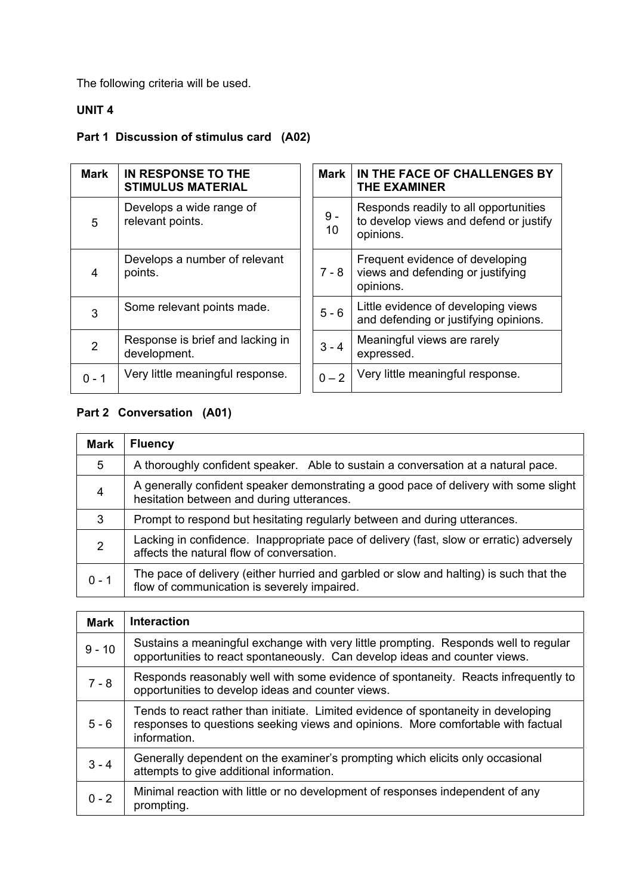The following criteria will be used.

**UNIT 4**

**Part 1 Discussion of stimulus card (A02)**

| Mark | IN RESPONSE TO THE STIMULUS MATERIAL |
|---|---|
| 5 | Develops a wide range of relevant points. |
| 4 | Develops a number of relevant points. |
| 3 | Some relevant points made. |
| 2 | Response is brief and lacking in development. |
| 0 - 1 | Very little meaningful response. |

| Mark | IN THE FACE OF CHALLENGES BY THE EXAMINER |
|---|---|
| 9 - 10 | Responds readily to all opportunities to develop views and defend or justify opinions. |
| 7 - 8 | Frequent evidence of developing views and defending or justifying opinions. |
| 5 - 6 | Little evidence of developing views and defending or justifying opinions. |
| 3 - 4 | Meaningful views are rarely expressed. |
| 0 – 2 | Very little meaningful response. |

**Part 2 Conversation (A01)**

| Mark | Fluency |
|---|---|
| 5 | A thoroughly confident speaker. Able to sustain a conversation at a natural pace. |
| 4 | A generally confident speaker demonstrating a good pace of delivery with some slight hesitation between and during utterances. |
| 3 | Prompt to respond but hesitating regularly between and during utterances. |
| 2 | Lacking in confidence. Inappropriate pace of delivery (fast, slow or erratic) adversely affects the natural flow of conversation. |
| 0 - 1 | The pace of delivery (either hurried and garbled or slow and halting) is such that the flow of communication is severely impaired. |

| Mark | Interaction |
|---|---|
| 9 - 10 | Sustains a meaningful exchange with very little prompting. Responds well to regular opportunities to react spontaneously. Can develop ideas and counter views. |
| 7 - 8 | Responds reasonably well with some evidence of spontaneity. Reacts infrequently to opportunities to develop ideas and counter views. |
| 5 - 6 | Tends to react rather than initiate. Limited evidence of spontaneity in developing responses to questions seeking views and opinions. More comfortable with factual information. |
| 3 - 4 | Generally dependent on the examiner's prompting which elicits only occasional attempts to give additional information. |
| 0 - 2 | Minimal reaction with little or no development of responses independent of any prompting. |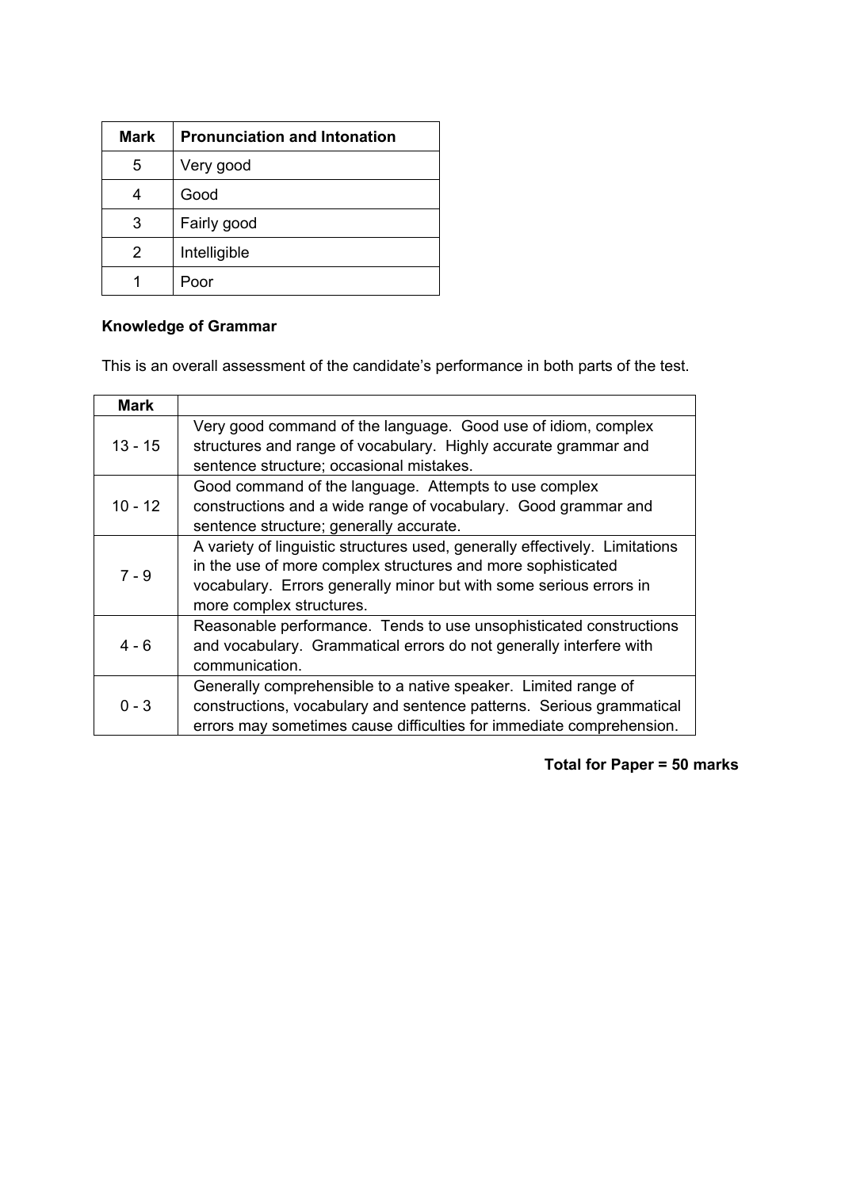| Mark | Pronunciation and Intonation |
|---|---|
| 5 | Very good |
| 4 | Good |
| 3 | Fairly good |
| 2 | Intelligible |
| 1 | Poor |

**Knowledge of Grammar**

This is an overall assessment of the candidate's performance in both parts of the test.

| Mark | |
|---|---|
| 13 - 15 | Very good command of the language. Good use of idiom, complex structures and range of vocabulary. Highly accurate grammar and sentence structure; occasional mistakes. |
| 10 - 12 | Good command of the language. Attempts to use complex constructions and a wide range of vocabulary. Good grammar and sentence structure; generally accurate. |
| 7 - 9 | A variety of linguistic structures used, generally effectively. Limitations in the use of more complex structures and more sophisticated vocabulary. Errors generally minor but with some serious errors in more complex structures. |
| 4 - 6 | Reasonable performance. Tends to use unsophisticated constructions and vocabulary. Grammatical errors do not generally interfere with communication. |
| 0 - 3 | Generally comprehensible to a native speaker. Limited range of constructions, vocabulary and sentence patterns. Serious grammatical errors may sometimes cause difficulties for immediate comprehension. |

**Total for Paper = 50 marks**